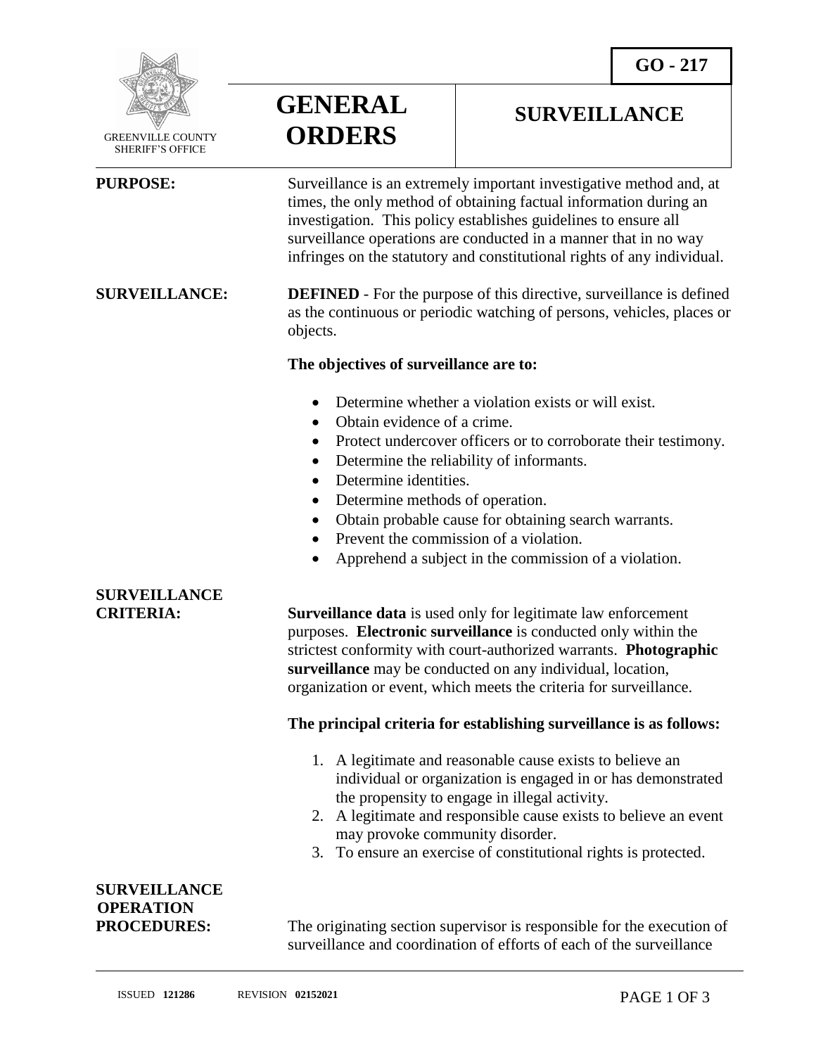GO - 217

GREENVILLE COUNTY SHERIFF'S OFFICE

# GENERAL ORDERS

# SURVEILLANCE

**PURPOSE:** Surveillance is an extremely important investigative method and, at times, the only method of obtaining factual information during an investigation. This policy establishes guidelines to ensure all surveillance operations are conducted in a manner that in no way infringes on the statutory and constitutional rights of any individual.

**SURVEILLANCE:** **DEFINED** - For the purpose of this directive, surveillance is defined as the continuous or periodic watching of persons, vehicles, places or objects.

**The objectives of surveillance are to:**

- Determine whether a violation exists or will exist.
- Obtain evidence of a crime.
- Protect undercover officers or to corroborate their testimony.
- Determine the reliability of informants.
- Determine identities.
- Determine methods of operation.
- Obtain probable cause for obtaining search warrants.
- Prevent the commission of a violation.
- Apprehend a subject in the commission of a violation.

**SURVEILLANCE CRITERIA:** **Surveillance data** is used only for legitimate law enforcement purposes. **Electronic surveillance** is conducted only within the strictest conformity with court-authorized warrants. **Photographic surveillance** may be conducted on any individual, location, organization or event, which meets the criteria for surveillance.

**The principal criteria for establishing surveillance is as follows:**

1. A legitimate and reasonable cause exists to believe an individual or organization is engaged in or has demonstrated the propensity to engage in illegal activity.
2. A legitimate and responsible cause exists to believe an event may provoke community disorder.
3. To ensure an exercise of constitutional rights is protected.

**SURVEILLANCE OPERATION PROCEDURES:** The originating section supervisor is responsible for the execution of surveillance and coordination of efforts of each of the surveillance

ISSUED **121286** REVISION **02152021**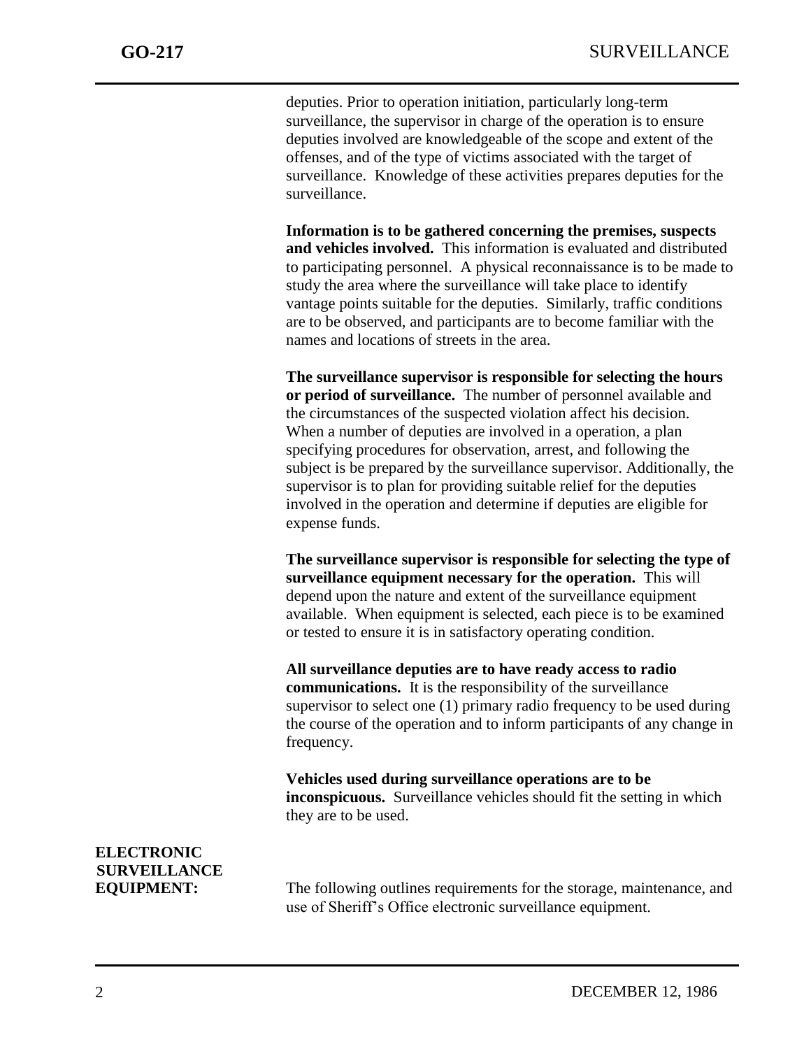deputies. Prior to operation initiation, particularly long-term surveillance, the supervisor in charge of the operation is to ensure deputies involved are knowledgeable of the scope and extent of the offenses, and of the type of victims associated with the target of surveillance. Knowledge of these activities prepares deputies for the surveillance.

**Information is to be gathered concerning the premises, suspects and vehicles involved.** This information is evaluated and distributed to participating personnel. A physical reconnaissance is to be made to study the area where the surveillance will take place to identify vantage points suitable for the deputies. Similarly, traffic conditions are to be observed, and participants are to become familiar with the names and locations of streets in the area.

**The surveillance supervisor is responsible for selecting the hours or period of surveillance.** The number of personnel available and the circumstances of the suspected violation affect his decision. When a number of deputies are involved in a operation, a plan specifying procedures for observation, arrest, and following the subject is be prepared by the surveillance supervisor. Additionally, the supervisor is to plan for providing suitable relief for the deputies involved in the operation and determine if deputies are eligible for expense funds.

**The surveillance supervisor is responsible for selecting the type of surveillance equipment necessary for the operation.** This will depend upon the nature and extent of the surveillance equipment available. When equipment is selected, each piece is to be examined or tested to ensure it is in satisfactory operating condition.

**All surveillance deputies are to have ready access to radio communications.** It is the responsibility of the surveillance supervisor to select one (1) primary radio frequency to be used during the course of the operation and to inform participants of any change in frequency.

**Vehicles used during surveillance operations are to be inconspicuous.** Surveillance vehicles should fit the setting in which they are to be used.

**ELECTRONIC SURVEILLANCE EQUIPMENT:**

The following outlines requirements for the storage, maintenance, and use of Sheriff's Office electronic surveillance equipment.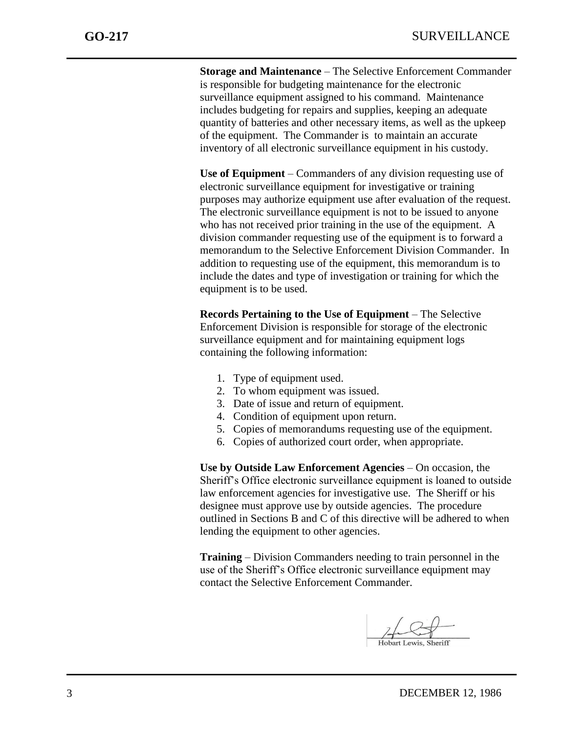**Storage and Maintenance** – The Selective Enforcement Commander is responsible for budgeting maintenance for the electronic surveillance equipment assigned to his command. Maintenance includes budgeting for repairs and supplies, keeping an adequate quantity of batteries and other necessary items, as well as the upkeep of the equipment. The Commander is to maintain an accurate inventory of all electronic surveillance equipment in his custody.

**Use of Equipment** – Commanders of any division requesting use of electronic surveillance equipment for investigative or training purposes may authorize equipment use after evaluation of the request. The electronic surveillance equipment is not to be issued to anyone who has not received prior training in the use of the equipment. A division commander requesting use of the equipment is to forward a memorandum to the Selective Enforcement Division Commander. In addition to requesting use of the equipment, this memorandum is to include the dates and type of investigation or training for which the equipment is to be used.

**Records Pertaining to the Use of Equipment** – The Selective Enforcement Division is responsible for storage of the electronic surveillance equipment and for maintaining equipment logs containing the following information:

1. Type of equipment used.
2. To whom equipment was issued.
3. Date of issue and return of equipment.
4. Condition of equipment upon return.
5. Copies of memorandums requesting use of the equipment.
6. Copies of authorized court order, when appropriate.

**Use by Outside Law Enforcement Agencies** – On occasion, the Sheriff's Office electronic surveillance equipment is loaned to outside law enforcement agencies for investigative use. The Sheriff or his designee must approve use by outside agencies. The procedure outlined in Sections B and C of this directive will be adhered to when lending the equipment to other agencies.

**Training** – Division Commanders needing to train personnel in the use of the Sheriff's Office electronic surveillance equipment may contact the Selective Enforcement Commander.

Hobart Lewis, Sheriff